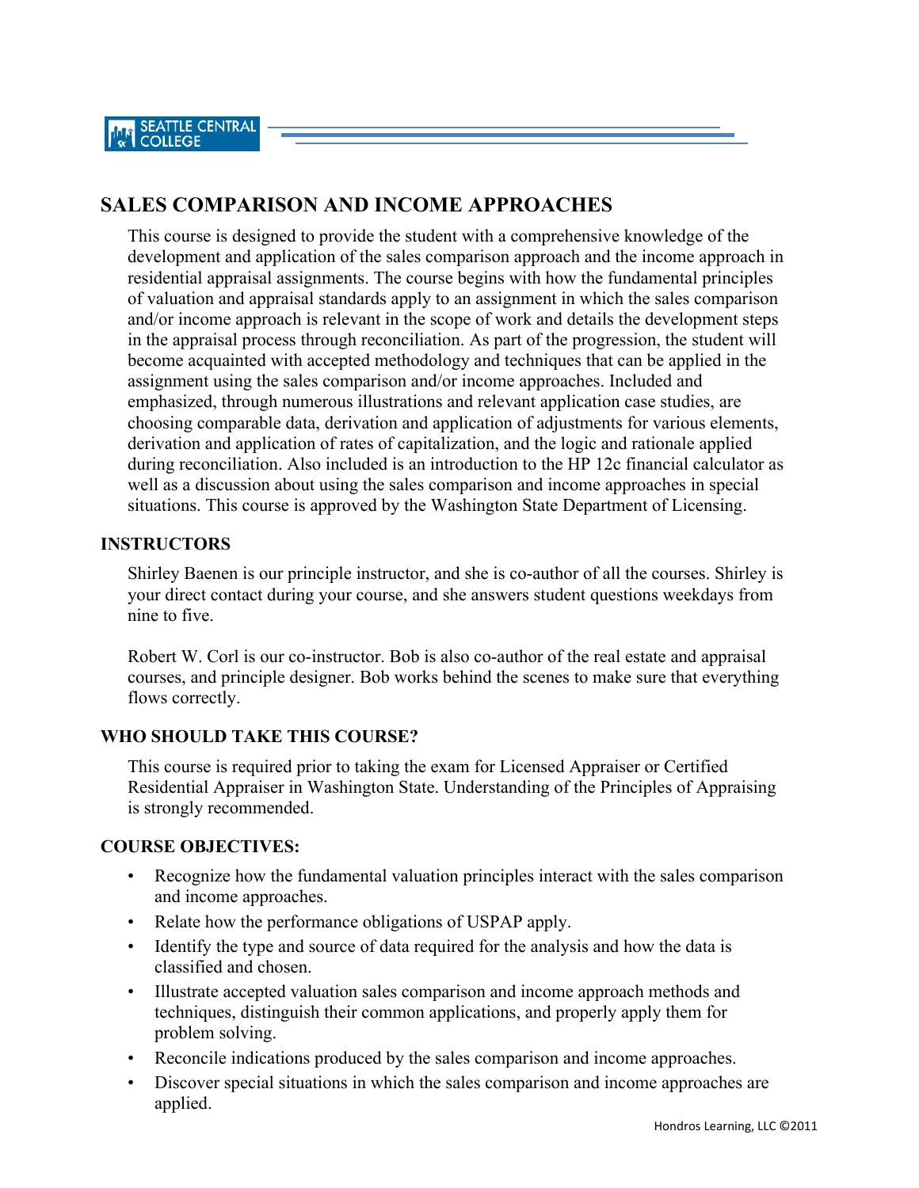# SALES COMPARISON AND INCOME APPROACHES

This course is designed to provide the student with a comprehensive knowledge of the development and application of the sales comparison approach and the income approach in residential appraisal assignments. The course begins with how the fundamental principles of valuation and appraisal standards apply to an assignment in which the sales comparison and/or income approach is relevant in the scope of work and details the development steps in the appraisal process through reconciliation. As part of the progression, the student will become acquainted with accepted methodology and techniques that can be applied in the assignment using the sales comparison and/or income approaches. Included and emphasized, through numerous illustrations and relevant application case studies, are choosing comparable data, derivation and application of adjustments for various elements, derivation and application of rates of capitalization, and the logic and rationale applied during reconciliation. Also included is an introduction to the HP 12c financial calculator as well as a discussion about using the sales comparison and income approaches in special situations. This course is approved by the Washington State Department of Licensing.

## INSTRUCTORS

Shirley Baenen is our principle instructor, and she is co-author of all the courses. Shirley is your direct contact during your course, and she answers student questions weekdays from nine to five.

Robert W. Corl is our co-instructor. Bob is also co-author of the real estate and appraisal courses, and principle designer. Bob works behind the scenes to make sure that everything flows correctly.

## WHO SHOULD TAKE THIS COURSE?

This course is required prior to taking the exam for Licensed Appraiser or Certified Residential Appraiser in Washington State. Understanding of the Principles of Appraising is strongly recommended.

## COURSE OBJECTIVES:

- Recognize how the fundamental valuation principles interact with the sales comparison and income approaches.
- Relate how the performance obligations of USPAP apply.
- Identify the type and source of data required for the analysis and how the data is classified and chosen.
- Illustrate accepted valuation sales comparison and income approach methods and techniques, distinguish their common applications, and properly apply them for problem solving.
- Reconcile indications produced by the sales comparison and income approaches.
- Discover special situations in which the sales comparison and income approaches are applied.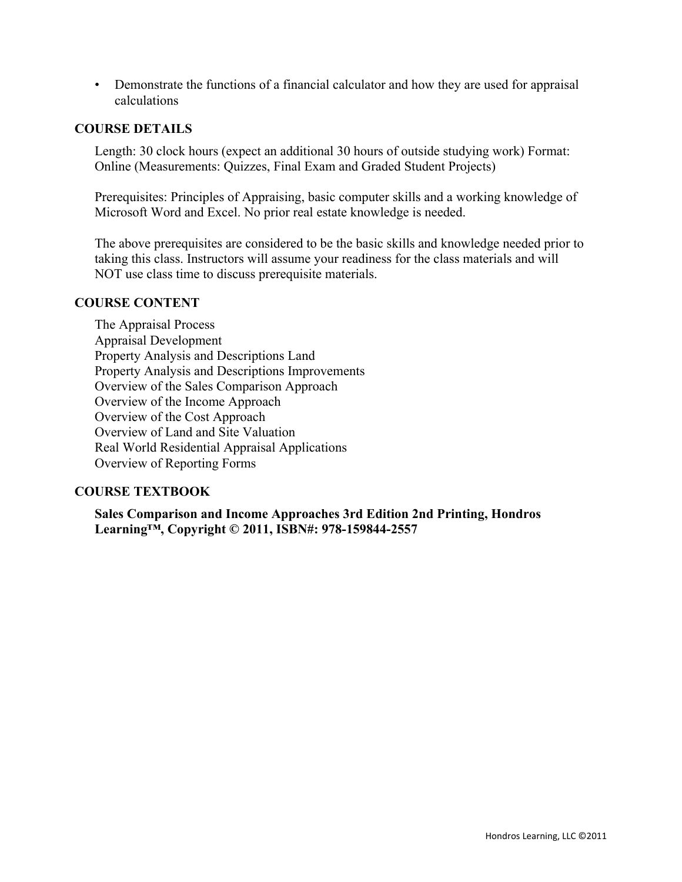- Demonstrate the functions of a financial calculator and how they are used for appraisal calculations

## COURSE DETAILS

Length: 30 clock hours (expect an additional 30 hours of outside studying work) Format: Online (Measurements: Quizzes, Final Exam and Graded Student Projects)

Prerequisites: Principles of Appraising, basic computer skills and a working knowledge of Microsoft Word and Excel. No prior real estate knowledge is needed.

The above prerequisites are considered to be the basic skills and knowledge needed prior to taking this class. Instructors will assume your readiness for the class materials and will NOT use class time to discuss prerequisite materials.

## COURSE CONTENT

The Appraisal Process
Appraisal Development
Property Analysis and Descriptions Land
Property Analysis and Descriptions Improvements
Overview of the Sales Comparison Approach
Overview of the Income Approach
Overview of the Cost Approach
Overview of Land and Site Valuation
Real World Residential Appraisal Applications
Overview of Reporting Forms

## COURSE TEXTBOOK

**Sales Comparison and Income Approaches 3rd Edition 2nd Printing, Hondros Learning™, Copyright © 2011, ISBN#: 978-159844-2557**